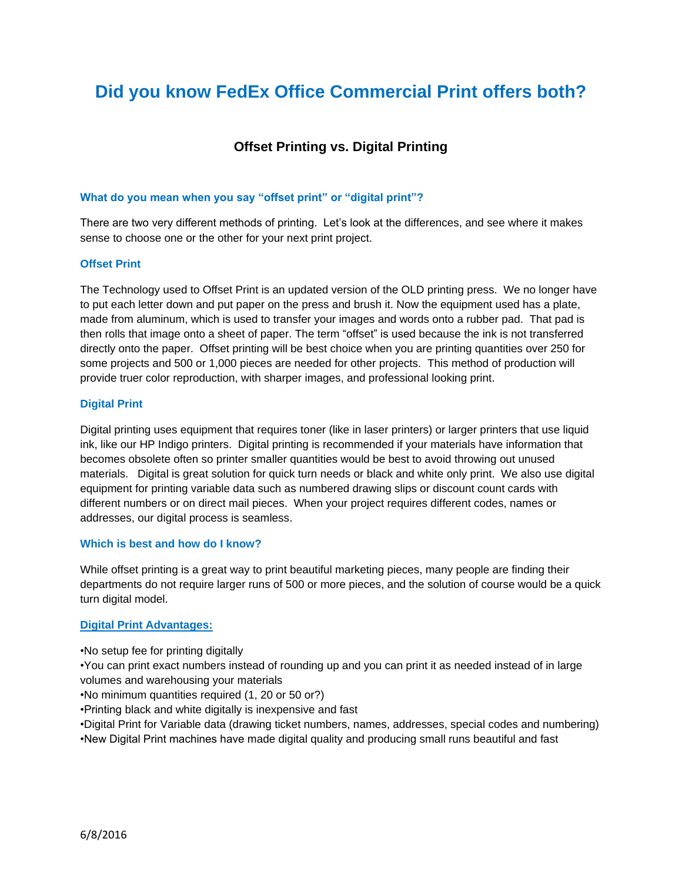# Did you know FedEx Office Commercial Print offers both?

## Offset Printing vs. Digital Printing

### What do you mean when you say "offset print" or "digital print"?

There are two very different methods of printing. Let's look at the differences, and see where it makes sense to choose one or the other for your next print project.

### Offset Print

The Technology used to Offset Print is an updated version of the OLD printing press. We no longer have to put each letter down and put paper on the press and brush it. Now the equipment used has a plate, made from aluminum, which is used to transfer your images and words onto a rubber pad. That pad is then rolls that image onto a sheet of paper. The term "offset" is used because the ink is not transferred directly onto the paper. Offset printing will be best choice when you are printing quantities over 250 for some projects and 500 or 1,000 pieces are needed for other projects. This method of production will provide truer color reproduction, with sharper images, and professional looking print.

### Digital Print

Digital printing uses equipment that requires toner (like in laser printers) or larger printers that use liquid ink, like our HP Indigo printers. Digital printing is recommended if your materials have information that becomes obsolete often so printer smaller quantities would be best to avoid throwing out unused materials. Digital is great solution for quick turn needs or black and white only print. We also use digital equipment for printing variable data such as numbered drawing slips or discount count cards with different numbers or on direct mail pieces. When your project requires different codes, names or addresses, our digital process is seamless.

### Which is best and how do I know?

While offset printing is a great way to print beautiful marketing pieces, many people are finding their departments do not require larger runs of 500 or more pieces, and the solution of course would be a quick turn digital model.

### Digital Print Advantages:

- No setup fee for printing digitally
- You can print exact numbers instead of rounding up and you can print it as needed instead of in large volumes and warehousing your materials
- No minimum quantities required (1, 20 or 50 or?)
- Printing black and white digitally is inexpensive and fast
- Digital Print for Variable data (drawing ticket numbers, names, addresses, special codes and numbering)
- New Digital Print machines have made digital quality and producing small runs beautiful and fast

6/8/2016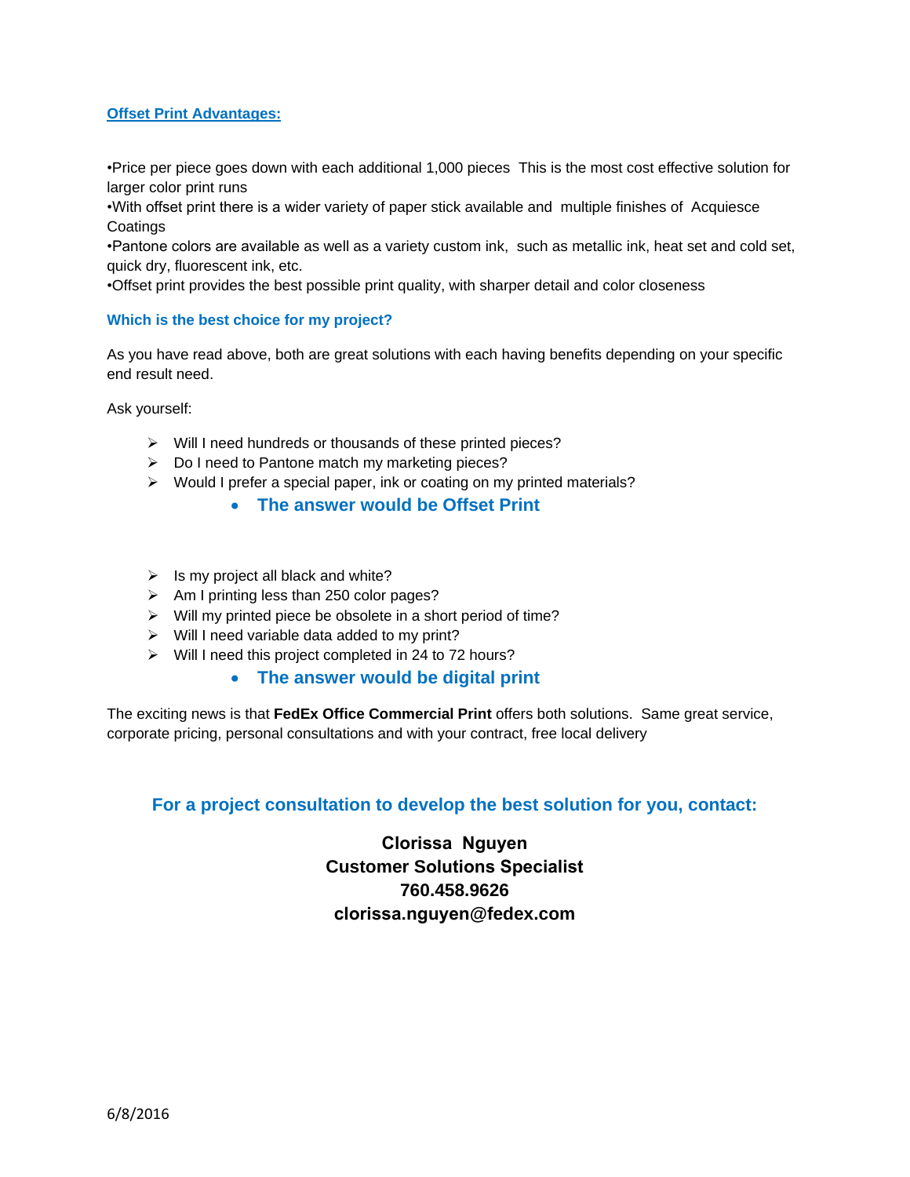**Offset Print Advantages:**

•Price per piece goes down with each additional 1,000 pieces  This is the most cost effective solution for larger color print runs
•With offset print there is a wider variety of paper stick available and  multiple finishes of  Acquiesce Coatings
•Pantone colors are available as well as a variety custom ink,  such as metallic ink, heat set and cold set, quick dry, fluorescent ink, etc.
•Offset print provides the best possible print quality, with sharper detail and color closeness

### Which is the best choice for my project?

As you have read above, both are great solutions with each having benefits depending on your specific end result need.

Ask yourself:

- Will I need hundreds or thousands of these printed pieces?
- Do I need to Pantone match my marketing pieces?
- Would I prefer a special paper, ink or coating on my printed materials?
  - **The answer would be Offset Print**

- Is my project all black and white?
- Am I printing less than 250 color pages?
- Will my printed piece be obsolete in a short period of time?
- Will I need variable data added to my print?
- Will I need this project completed in 24 to 72 hours?
  - **The answer would be digital print**

The exciting news is that **FedEx Office Commercial Print** offers both solutions.  Same great service, corporate pricing, personal consultations and with your contract, free local delivery

### For a project consultation to develop the best solution for you, contact:

**Clorissa  Nguyen**
**Customer Solutions Specialist**
**760.458.9626**
**clorissa.nguyen@fedex.com**

6/8/2016